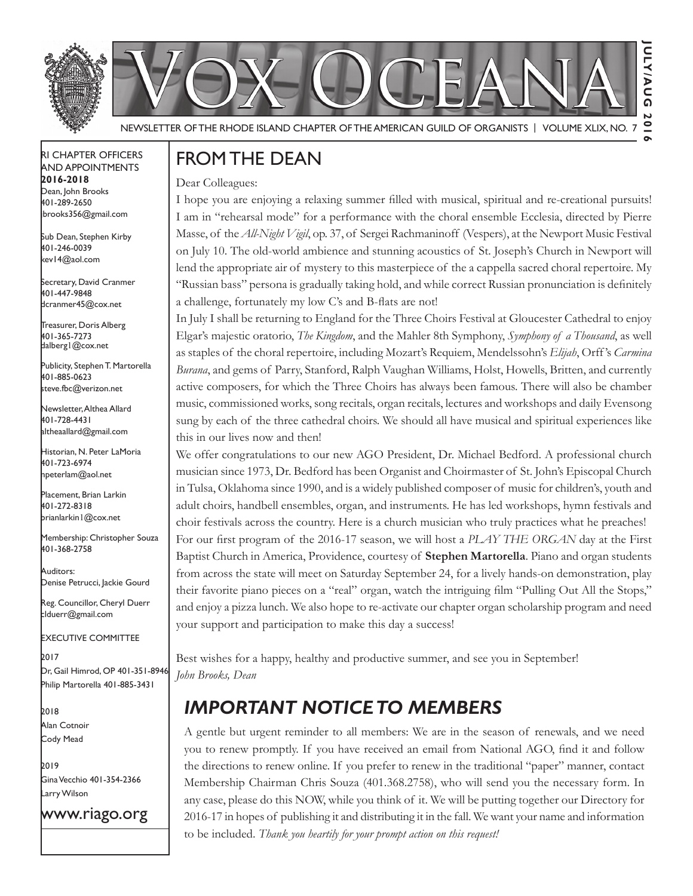# VOX OCEANA

NEWSLETTER OF THE RHODE ISLAND CHAPTER OF THE AMERICAN GUILD OF ORGANISTS | VOLUME XLIX, NO. 7

JULY/AUG 2016

RI CHAPTER OFFICERS AND APPOINTMENTS
**2016-2018**

Dean, John Brooks
401-289-2650
jbrooks356@gmail.com

Sub Dean, Stephen Kirby
401-246-0039
kev14@aol.com

Secretary, David Cranmer
401-447-9848
dcranmer45@cox.net

Treasurer, Doris Alberg
401-365-7273
dalberg1@cox.net

Publicity, Stephen T. Martorella
401-885-0623
steve.fbc@verizon.net

Newsletter, Althea Allard
401-728-4431
altheaallard@gmail.com

Historian, N. Peter LaMoria
401-723-6974
npeterlam@aol.net

Placement, Brian Larkin
401-272-8318
brianlarkin1@cox.net

Membership: Christopher Souza
401-368-2758

Auditors:
Denise Petrucci, Jackie Gourd

Reg. Councillor, Cheryl Duerr
clduerr@gmail.com

EXECUTIVE COMMITTEE

2017
Dr, Gail Himrod, OP 401-351-8946
Philip Martorella 401-885-3431

2018
Alan Cotnoir
Cody Mead

2019
Gina Vecchio 401-354-2366
Larry Wilson

www.riago.org

## FROM THE DEAN

Dear Colleagues:

I hope you are enjoying a relaxing summer filled with musical, spiritual and re-creational pursuits! I am in "rehearsal mode" for a performance with the choral ensemble Ecclesia, directed by Pierre Masse, of the *All-Night Vigil*, op. 37, of Sergei Rachmaninoff (Vespers), at the Newport Music Festival on July 10. The old-world ambience and stunning acoustics of St. Joseph's Church in Newport will lend the appropriate air of mystery to this masterpiece of the a cappella sacred choral repertoire. My "Russian bass" persona is gradually taking hold, and while correct Russian pronunciation is definitely a challenge, fortunately my low C's and B-flats are not!

In July I shall be returning to England for the Three Choirs Festival at Gloucester Cathedral to enjoy Elgar's majestic oratorio, *The Kingdom*, and the Mahler 8th Symphony, *Symphony of a Thousand*, as well as staples of the choral repertoire, including Mozart's Requiem, Mendelssohn's *Elijah*, Orff's *Carmina Burana*, and gems of Parry, Stanford, Ralph Vaughan Williams, Holst, Howells, Britten, and currently active composers, for which the Three Choirs has always been famous. There will also be chamber music, commissioned works, song recitals, organ recitals, lectures and workshops and daily Evensong sung by each of the three cathedral choirs. We should all have musical and spiritual experiences like this in our lives now and then!

We offer congratulations to our new AGO President, Dr. Michael Bedford. A professional church musician since 1973, Dr. Bedford has been Organist and Choirmaster of St. John's Episcopal Church in Tulsa, Oklahoma since 1990, and is a widely published composer of music for children's, youth and adult choirs, handbell ensembles, organ, and instruments. He has led workshops, hymn festivals and choir festivals across the country. Here is a church musician who truly practices what he preaches!

For our first program of the 2016-17 season, we will host a *PLAY THE ORGAN* day at the First Baptist Church in America, Providence, courtesy of **Stephen Martorella**. Piano and organ students from across the state will meet on Saturday September 24, for a lively hands-on demonstration, play their favorite piano pieces on a "real" organ, watch the intriguing film "Pulling Out All the Stops," and enjoy a pizza lunch. We also hope to re-activate our chapter organ scholarship program and need your support and participation to make this day a success!

Best wishes for a happy, healthy and productive summer, and see you in September!
*John Brooks, Dean*

## *IMPORTANT NOTICE TO MEMBERS*

A gentle but urgent reminder to all members: We are in the season of renewals, and we need you to renew promptly. If you have received an email from National AGO, find it and follow the directions to renew online. If you prefer to renew in the traditional "paper" manner, contact Membership Chairman Chris Souza (401.368.2758), who will send you the necessary form. In any case, please do this NOW, while you think of it. We will be putting together our Directory for 2016-17 in hopes of publishing it and distributing it in the fall. We want your name and information to be included. *Thank you heartily for your prompt action on this request!*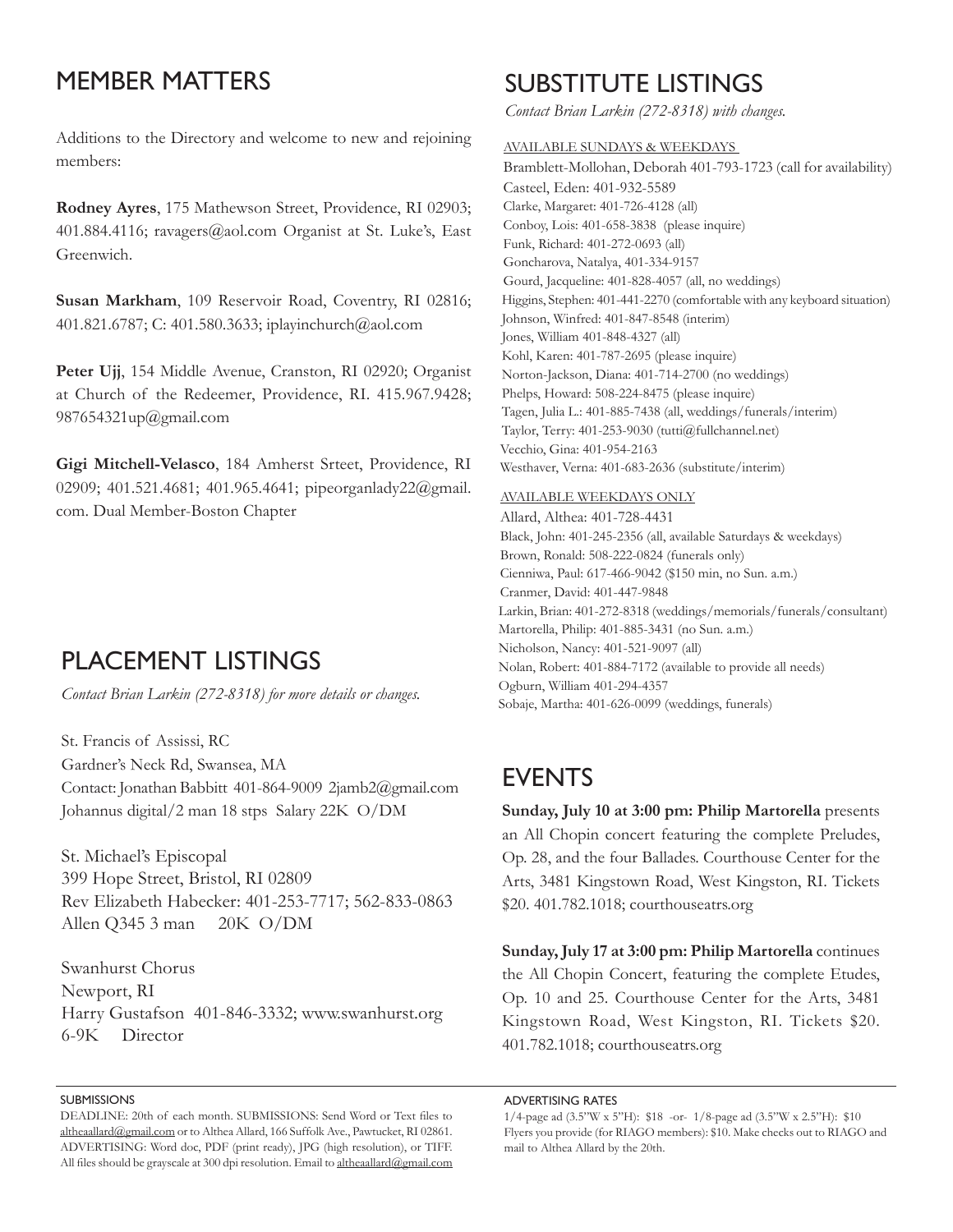## MEMBER MATTERS

Additions to the Directory and welcome to new and rejoining members:

**Rodney Ayres**, 175 Mathewson Street, Providence, RI 02903; 401.884.4116; ravagers@aol.com Organist at St. Luke's, East Greenwich.

**Susan Markham**, 109 Reservoir Road, Coventry, RI 02816; 401.821.6787; C: 401.580.3633; iplayinchurch@aol.com

**Peter Ujj**, 154 Middle Avenue, Cranston, RI 02920; Organist at Church of the Redeemer, Providence, RI. 415.967.9428; 987654321up@gmail.com

**Gigi Mitchell-Velasco**, 184 Amherst Srteet, Providence, RI 02909; 401.521.4681; 401.965.4641; pipeorganlady22@gmail.com. Dual Member-Boston Chapter

## PLACEMENT LISTINGS

*Contact Brian Larkin (272-8318) for more details or changes.*

St. Francis of Assissi, RC
Gardner's Neck Rd, Swansea, MA
Contact: Jonathan Babbitt 401-864-9009 2jamb2@gmail.com
Johannus digital/2 man 18 stps Salary 22K O/DM

St. Michael's Episcopal
399 Hope Street, Bristol, RI 02809
Rev Elizabeth Habecker: 401-253-7717; 562-833-0863
Allen Q345 3 man 20K O/DM

Swanhurst Chorus
Newport, RI
Harry Gustafson 401-846-3332; www.swanhurst.org
6-9K Director

## SUBSTITUTE LISTINGS

*Contact Brian Larkin (272-8318) with changes.*

AVAILABLE SUNDAYS & WEEKDAYS

Bramblett-Mollohan, Deborah 401-793-1723 (call for availability)
Casteel, Eden: 401-932-5589
Clarke, Margaret: 401-726-4128 (all)
Conboy, Lois: 401-658-3838 (please inquire)
Funk, Richard: 401-272-0693 (all)
Goncharova, Natalya, 401-334-9157
Gourd, Jacqueline: 401-828-4057 (all, no weddings)
Higgins, Stephen: 401-441-2270 (comfortable with any keyboard situation)
Johnson, Winfred: 401-847-8548 (interim)
Jones, William 401-848-4327 (all)
Kohl, Karen: 401-787-2695 (please inquire)
Norton-Jackson, Diana: 401-714-2700 (no weddings)
Phelps, Howard: 508-224-8475 (please inquire)
Tagen, Julia L.: 401-885-7438 (all, weddings/funerals/interim)
Taylor, Terry: 401-253-9030 (tutti@fullchannel.net)
Vecchio, Gina: 401-954-2163
Westhaver, Verna: 401-683-2636 (substitute/interim)

AVAILABLE WEEKDAYS ONLY

Allard, Althea: 401-728-4431
Black, John: 401-245-2356 (all, available Saturdays & weekdays)
Brown, Ronald: 508-222-0824 (funerals only)
Cienniwa, Paul: 617-466-9042 ($150 min, no Sun. a.m.)
Cranmer, David: 401-447-9848
Larkin, Brian: 401-272-8318 (weddings/memorials/funerals/consultant)
Martorella, Philip: 401-885-3431 (no Sun. a.m.)
Nicholson, Nancy: 401-521-9097 (all)
Nolan, Robert: 401-884-7172 (available to provide all needs)
Ogburn, William 401-294-4357
Sobaje, Martha: 401-626-0099 (weddings, funerals)

## EVENTS

**Sunday, July 10 at 3:00 pm: Philip Martorella** presents an All Chopin concert featuring the complete Preludes, Op. 28, and the four Ballades. Courthouse Center for the Arts, 3481 Kingstown Road, West Kingston, RI. Tickets $20. 401.782.1018; courthouseatrs.org

**Sunday, July 17 at 3:00 pm: Philip Martorella** continues the All Chopin Concert, featuring the complete Etudes, Op. 10 and 25. Courthouse Center for the Arts, 3481 Kingstown Road, West Kingston, RI. Tickets $20. 401.782.1018; courthouseatrs.org

SUBMISSIONS

DEADLINE: 20th of each month. SUBMISSIONS: Send Word or Text files to altheaallard@gmail.com or to Althea Allard, 166 Suffolk Ave., Pawtucket, RI 02861. ADVERTISING: Word doc, PDF (print ready), JPG (high resolution), or TIFF. All files should be grayscale at 300 dpi resolution. Email to altheaallard@gmail.com

ADVERTISING RATES

1/4-page ad (3.5"W x 5"H): $18 -or- 1/8-page ad (3.5"W x 2.5"H): $10
Flyers you provide (for RIAGO members): $10. Make checks out to RIAGO and mail to Althea Allard by the 20th.